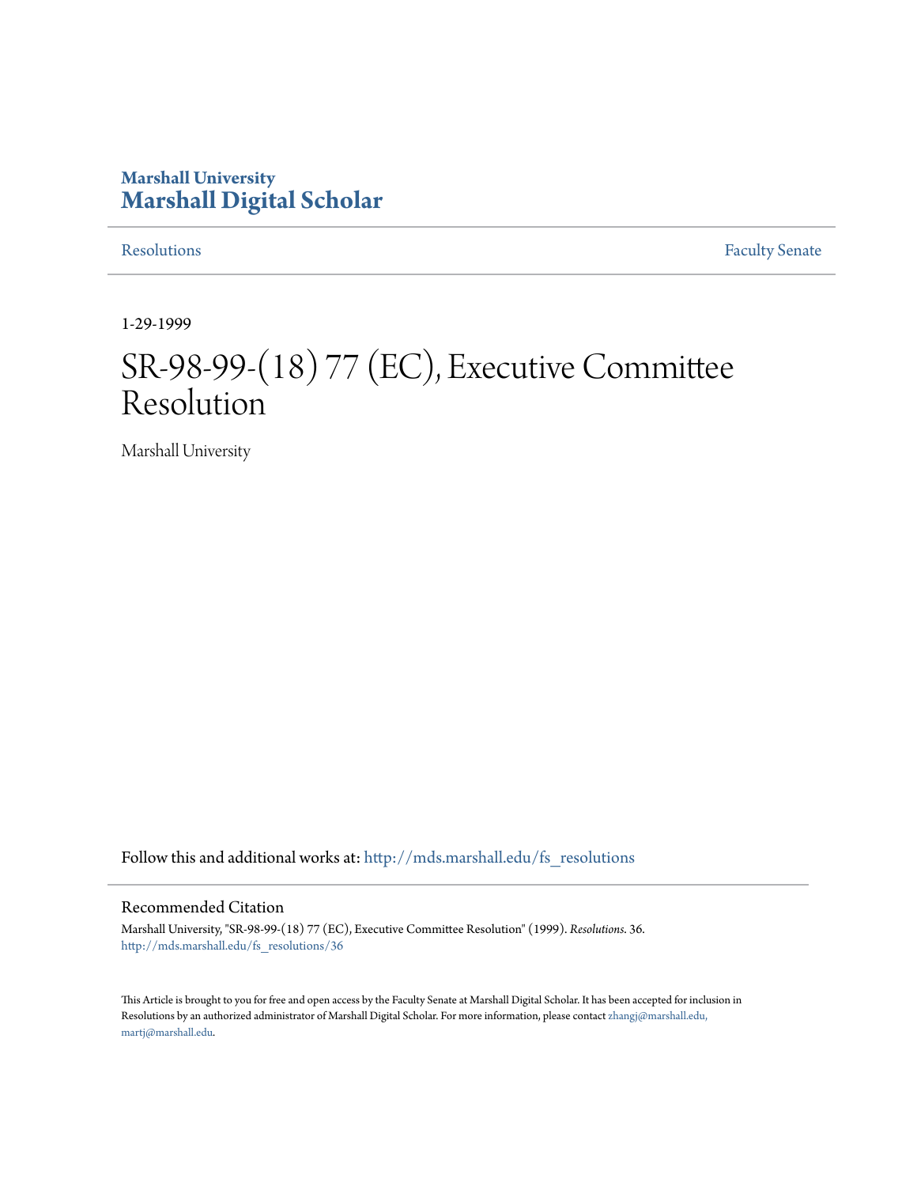Marshall University

# Marshall Digital Scholar

Resolutions | Faculty Senate

1-29-1999

# SR-98-99-(18) 77 (EC), Executive Committee Resolution

Marshall University

Follow this and additional works at: http://mds.marshall.edu/fs_resolutions

## Recommended Citation

Marshall University, "SR-98-99-(18) 77 (EC), Executive Committee Resolution" (1999). *Resolutions*. 36.
http://mds.marshall.edu/fs_resolutions/36

This Article is brought to you for free and open access by the Faculty Senate at Marshall Digital Scholar. It has been accepted for inclusion in Resolutions by an authorized administrator of Marshall Digital Scholar. For more information, please contact zhangj@marshall.edu, martj@marshall.edu.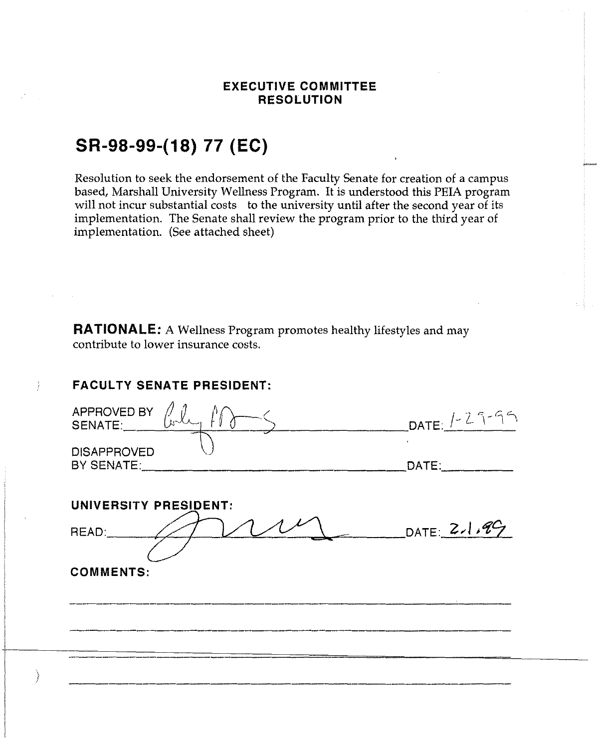**EXECUTIVE COMMITTEE**
**RESOLUTION**

# SR-98-99-(18) 77 (EC)

Resolution to seek the endorsement of the Faculty Senate for creation of a campus based, Marshall University Wellness Program. It is understood this PEIA program will not incur substantial costs to the university until after the second year of its implementation. The Senate shall review the program prior to the third year of implementation. (See attached sheet)

**RATIONALE:** A Wellness Program promotes healthy lifestyles and may contribute to lower insurance costs.

**FACULTY SENATE PRESIDENT:**

APPROVED BY SENATE: [signature] DATE: 1-29-99

DISAPPROVED BY SENATE: ____________________ DATE: ________

**UNIVERSITY PRESIDENT:**

READ: [signature] DATE: 2.1.99

**COMMENTS:**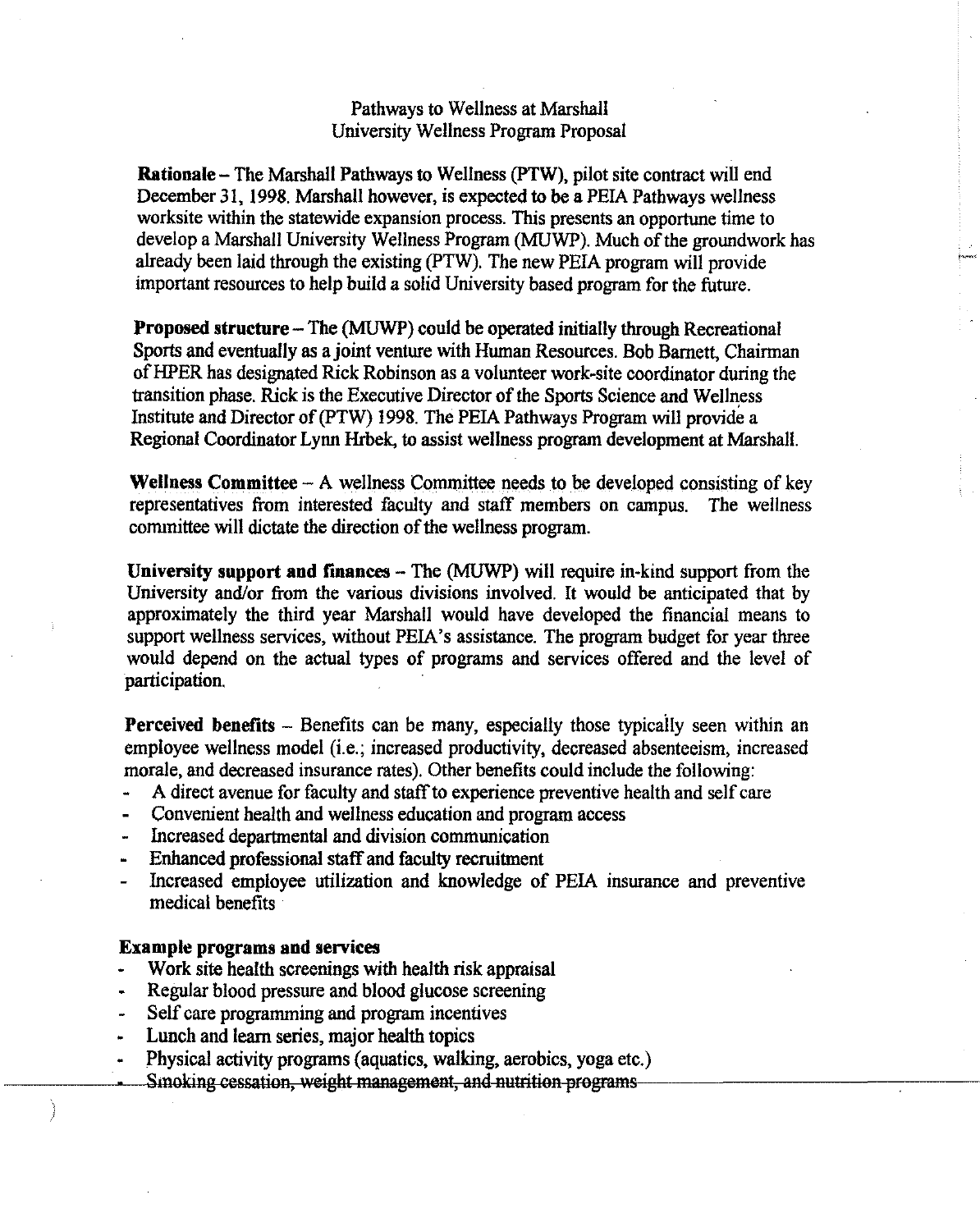# Pathways to Wellness at Marshall
## University Wellness Program Proposal

**Rationale** – The Marshall Pathways to Wellness (PTW), pilot site contract will end December 31, 1998. Marshall however, is expected to be a PEIA Pathways wellness worksite within the statewide expansion process. This presents an opportune time to develop a Marshall University Wellness Program (MUWP). Much of the groundwork has already been laid through the existing (PTW). The new PEIA program will provide important resources to help build a solid University based program for the future.

**Proposed structure** – The (MUWP) could be operated initially through Recreational Sports and eventually as a joint venture with Human Resources. Bob Barnett, Chairman of HPER has designated Rick Robinson as a volunteer work-site coordinator during the transition phase. Rick is the Executive Director of the Sports Science and Wellness Institute and Director of (PTW) 1998. The PEIA Pathways Program will provide a Regional Coordinator Lynn Hrbek, to assist wellness program development at Marshall.

**Wellness Committee** – A wellness Committee needs to be developed consisting of key representatives from interested faculty and staff members on campus. The wellness committee will dictate the direction of the wellness program.

**University support and finances** – The (MUWP) will require in-kind support from the University and/or from the various divisions involved. It would be anticipated that by approximately the third year Marshall would have developed the financial means to support wellness services, without PEIA's assistance. The program budget for year three would depend on the actual types of programs and services offered and the level of participation.

**Perceived benefits** – Benefits can be many, especially those typically seen within an employee wellness model (i.e.; increased productivity, decreased absenteeism, increased morale, and decreased insurance rates). Other benefits could include the following:

- A direct avenue for faculty and staff to experience preventive health and self care
- Convenient health and wellness education and program access
- Increased departmental and division communication
- Enhanced professional staff and faculty recruitment
- Increased employee utilization and knowledge of PEIA insurance and preventive medical benefits

**Example programs and services**

- Work site health screenings with health risk appraisal
- Regular blood pressure and blood glucose screening
- Self care programming and program incentives
- Lunch and learn series, major health topics
- Physical activity programs (aquatics, walking, aerobics, yoga etc.)
- Smoking cessation, weight management, and nutrition programs